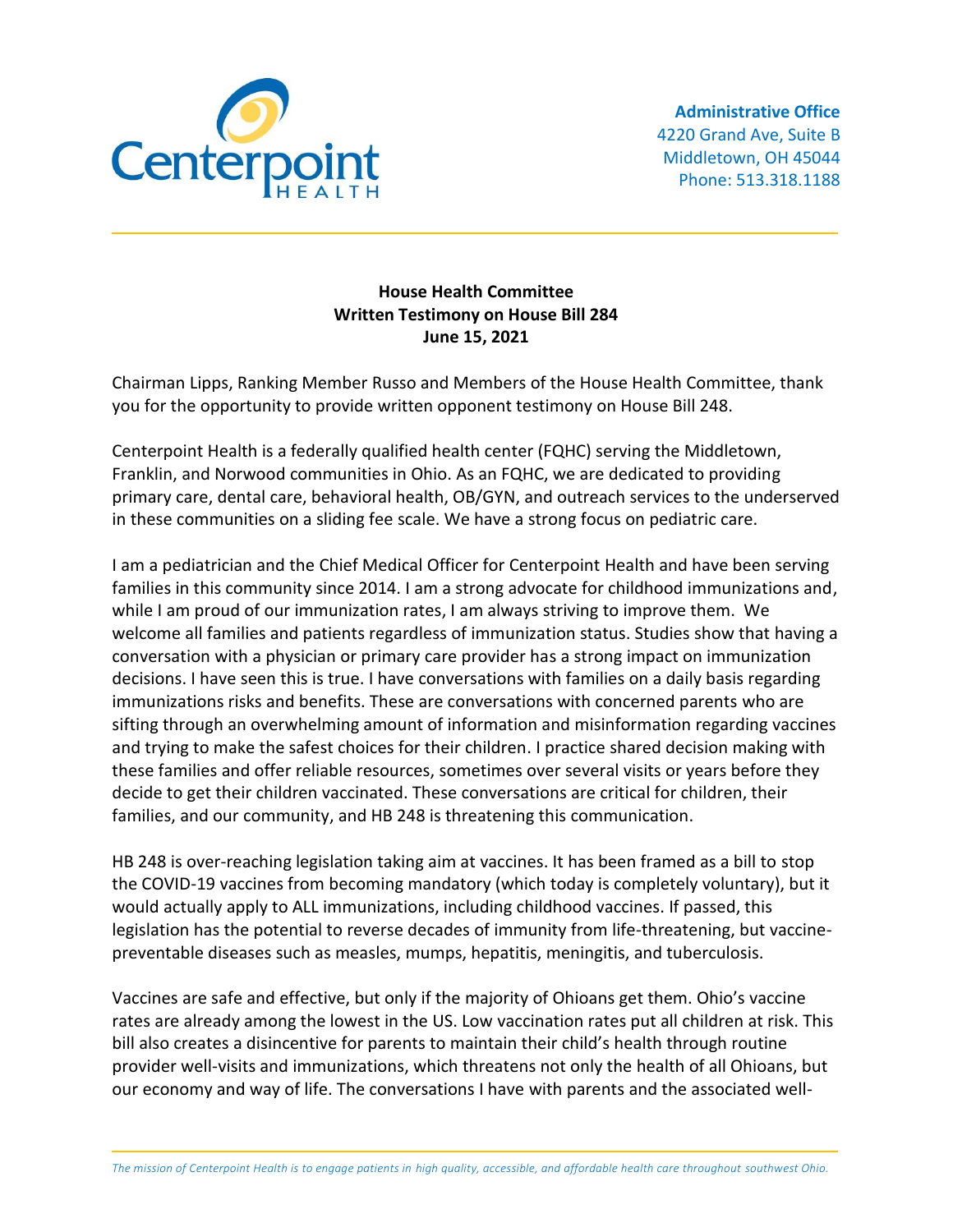Centerpoint HEALTH

**Administrative Office**
4220 Grand Ave, Suite B
Middletown, OH 45044
Phone: 513.318.1188

**House Health Committee**
**Written Testimony on House Bill 284**
**June 15, 2021**

Chairman Lipps, Ranking Member Russo and Members of the House Health Committee, thank you for the opportunity to provide written opponent testimony on House Bill 248.

Centerpoint Health is a federally qualified health center (FQHC) serving the Middletown, Franklin, and Norwood communities in Ohio. As an FQHC, we are dedicated to providing primary care, dental care, behavioral health, OB/GYN, and outreach services to the underserved in these communities on a sliding fee scale. We have a strong focus on pediatric care.

I am a pediatrician and the Chief Medical Officer for Centerpoint Health and have been serving families in this community since 2014. I am a strong advocate for childhood immunizations and, while I am proud of our immunization rates, I am always striving to improve them. We welcome all families and patients regardless of immunization status. Studies show that having a conversation with a physician or primary care provider has a strong impact on immunization decisions. I have seen this is true. I have conversations with families on a daily basis regarding immunizations risks and benefits. These are conversations with concerned parents who are sifting through an overwhelming amount of information and misinformation regarding vaccines and trying to make the safest choices for their children. I practice shared decision making with these families and offer reliable resources, sometimes over several visits or years before they decide to get their children vaccinated. These conversations are critical for children, their families, and our community, and HB 248 is threatening this communication.

HB 248 is over-reaching legislation taking aim at vaccines. It has been framed as a bill to stop the COVID-19 vaccines from becoming mandatory (which today is completely voluntary), but it would actually apply to ALL immunizations, including childhood vaccines. If passed, this legislation has the potential to reverse decades of immunity from life-threatening, but vaccine-preventable diseases such as measles, mumps, hepatitis, meningitis, and tuberculosis.

Vaccines are safe and effective, but only if the majority of Ohioans get them. Ohio's vaccine rates are already among the lowest in the US. Low vaccination rates put all children at risk. This bill also creates a disincentive for parents to maintain their child's health through routine provider well-visits and immunizations, which threatens not only the health of all Ohioans, but our economy and way of life. The conversations I have with parents and the associated well-

*The mission of Centerpoint Health is to engage patients in high quality, accessible, and affordable health care throughout southwest Ohio.*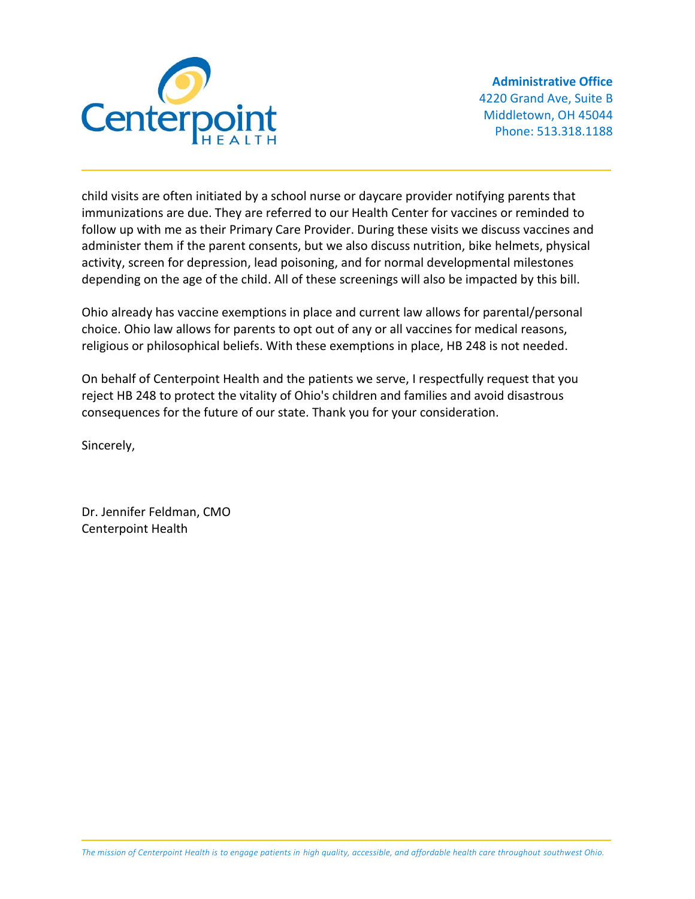child visits are often initiated by a school nurse or daycare provider notifying parents that immunizations are due. They are referred to our Health Center for vaccines or reminded to follow up with me as their Primary Care Provider. During these visits we discuss vaccines and administer them if the parent consents, but we also discuss nutrition, bike helmets, physical activity, screen for depression, lead poisoning, and for normal developmental milestones depending on the age of the child. All of these screenings will also be impacted by this bill.

Ohio already has vaccine exemptions in place and current law allows for parental/personal choice. Ohio law allows for parents to opt out of any or all vaccines for medical reasons, religious or philosophical beliefs. With these exemptions in place, HB 248 is not needed.

On behalf of Centerpoint Health and the patients we serve, I respectfully request that you reject HB 248 to protect the vitality of Ohio's children and families and avoid disastrous consequences for the future of our state. Thank you for your consideration.

Sincerely,

Dr. Jennifer Feldman, CMO
Centerpoint Health